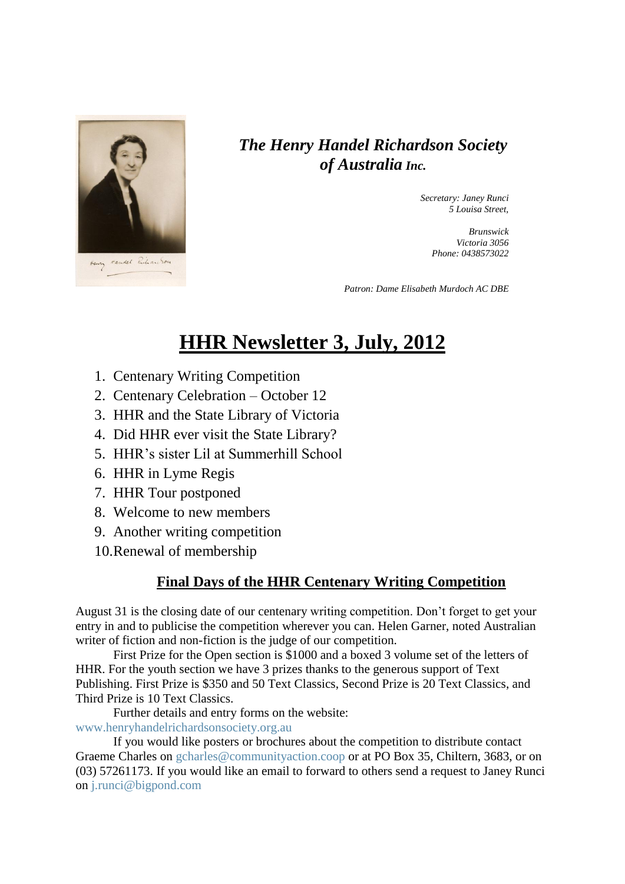# *The Henry Handel Richardson Society of Australia Inc.*

*Secretary: Janey Runci*
*5 Louisa Street,*

*Brunswick*
*Victoria 3056*
*Phone: 0438573022*

*Patron: Dame Elisabeth Murdoch AC DBE*

## HHR Newsletter 3, July, 2012

1. Centenary Writing Competition
2. Centenary Celebration – October 12
3. HHR and the State Library of Victoria
4. Did HHR ever visit the State Library?
5. HHR's sister Lil at Summerhill School
6. HHR in Lyme Regis
7. HHR Tour postponed
8. Welcome to new members
9. Another writing competition
10. Renewal of membership

### Final Days of the HHR Centenary Writing Competition

August 31 is the closing date of our centenary writing competition. Don't forget to get your entry in and to publicise the competition wherever you can. Helen Garner, noted Australian writer of fiction and non-fiction is the judge of our competition.

First Prize for the Open section is $1000 and a boxed 3 volume set of the letters of HHR. For the youth section we have 3 prizes thanks to the generous support of Text Publishing. First Prize is $350 and 50 Text Classics, Second Prize is 20 Text Classics, and Third Prize is 10 Text Classics.

Further details and entry forms on the website: www.henryhandelrichardsonsociety.org.au

If you would like posters or brochures about the competition to distribute contact Graeme Charles on gcharles@communityaction.coop or at PO Box 35, Chiltern, 3683, or on (03) 57261173. If you would like an email to forward to others send a request to Janey Runci on j.runci@bigpond.com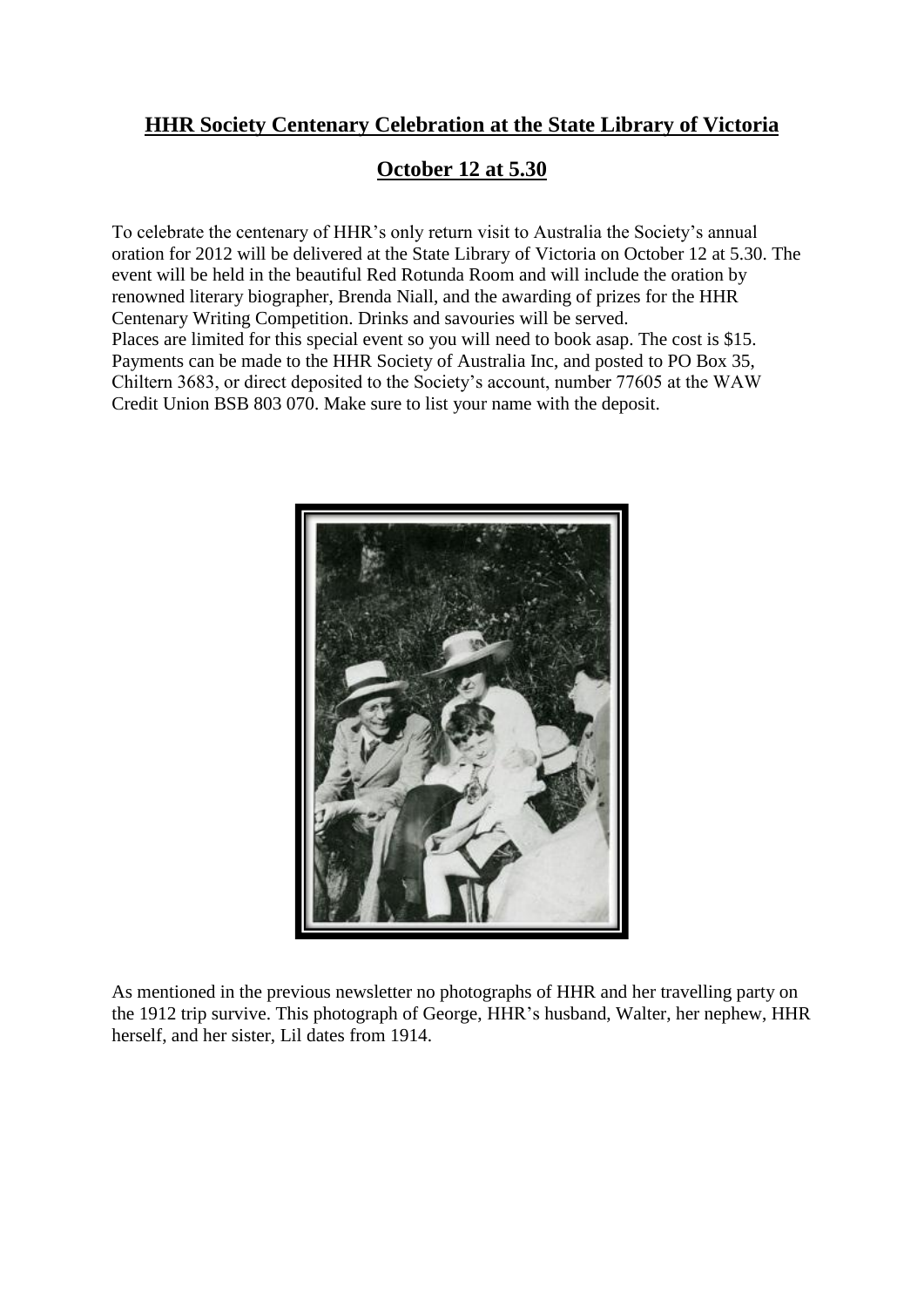## HHR Society Centenary Celebration at the State Library of Victoria

## October 12 at 5.30

To celebrate the centenary of HHR's only return visit to Australia the Society's annual oration for 2012 will be delivered at the State Library of Victoria on October 12 at 5.30. The event will be held in the beautiful Red Rotunda Room and will include the oration by renowned literary biographer, Brenda Niall, and the awarding of prizes for the HHR Centenary Writing Competition. Drinks and savouries will be served.
Places are limited for this special event so you will need to book asap. The cost is $15. Payments can be made to the HHR Society of Australia Inc, and posted to PO Box 35, Chiltern 3683, or direct deposited to the Society's account, number 77605 at the WAW Credit Union BSB 803 070. Make sure to list your name with the deposit.

As mentioned in the previous newsletter no photographs of HHR and her travelling party on the 1912 trip survive. This photograph of George, HHR's husband, Walter, her nephew, HHR herself, and her sister, Lil dates from 1914.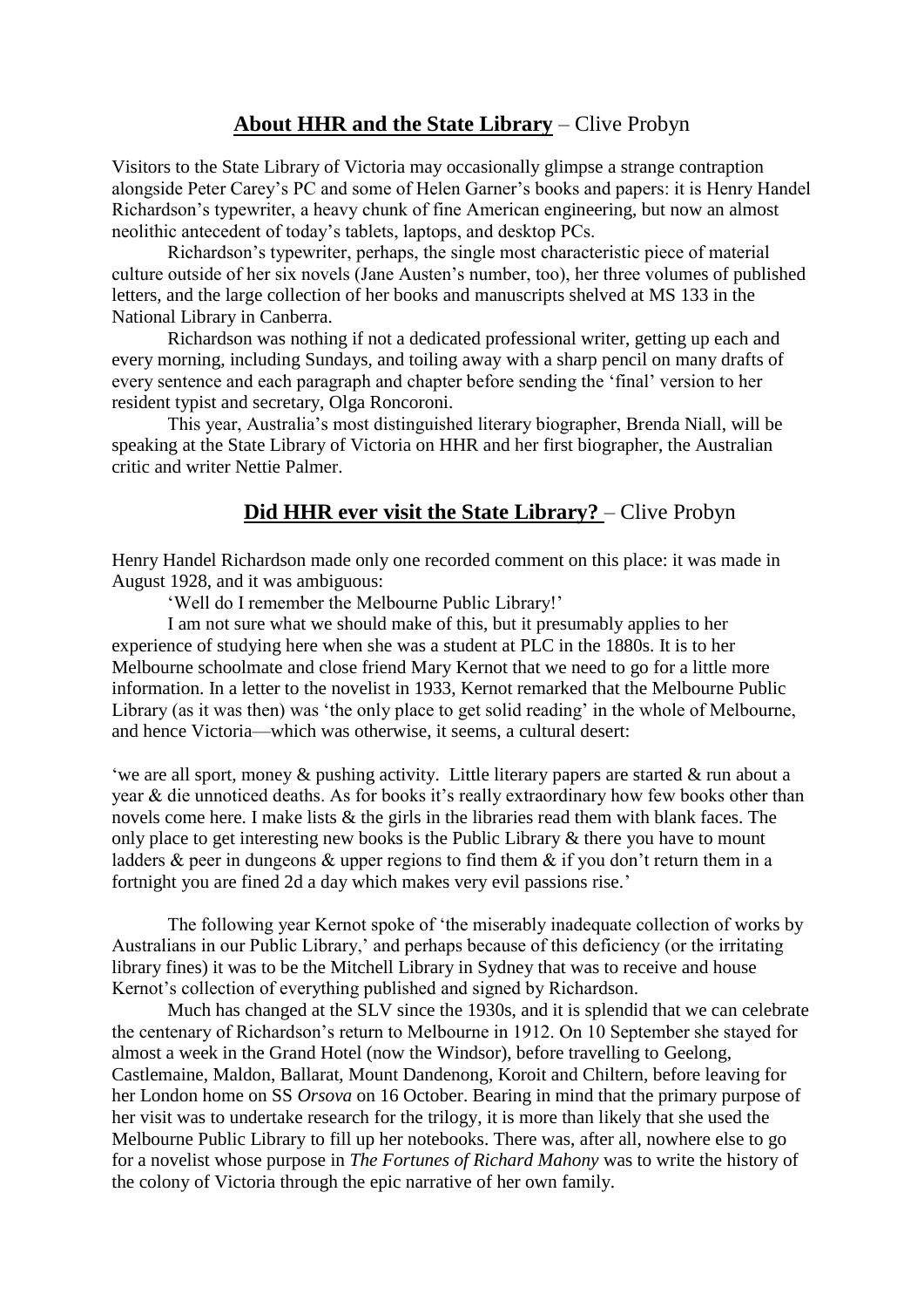## **About HHR and the State Library** – Clive Probyn

Visitors to the State Library of Victoria may occasionally glimpse a strange contraption alongside Peter Carey's PC and some of Helen Garner's books and papers: it is Henry Handel Richardson's typewriter, a heavy chunk of fine American engineering, but now an almost neolithic antecedent of today's tablets, laptops, and desktop PCs.

Richardson's typewriter, perhaps, the single most characteristic piece of material culture outside of her six novels (Jane Austen's number, too), her three volumes of published letters, and the large collection of her books and manuscripts shelved at MS 133 in the National Library in Canberra.

Richardson was nothing if not a dedicated professional writer, getting up each and every morning, including Sundays, and toiling away with a sharp pencil on many drafts of every sentence and each paragraph and chapter before sending the 'final' version to her resident typist and secretary, Olga Roncoroni.

This year, Australia's most distinguished literary biographer, Brenda Niall, will be speaking at the State Library of Victoria on HHR and her first biographer, the Australian critic and writer Nettie Palmer.

## **Did HHR ever visit the State Library?** – Clive Probyn

Henry Handel Richardson made only one recorded comment on this place: it was made in August 1928, and it was ambiguous:

'Well do I remember the Melbourne Public Library!'

I am not sure what we should make of this, but it presumably applies to her experience of studying here when she was a student at PLC in the 1880s. It is to her Melbourne schoolmate and close friend Mary Kernot that we need to go for a little more information. In a letter to the novelist in 1933, Kernot remarked that the Melbourne Public Library (as it was then) was 'the only place to get solid reading' in the whole of Melbourne, and hence Victoria—which was otherwise, it seems, a cultural desert:

'we are all sport, money & pushing activity. Little literary papers are started & run about a year & die unnoticed deaths. As for books it's really extraordinary how few books other than novels come here. I make lists & the girls in the libraries read them with blank faces. The only place to get interesting new books is the Public Library & there you have to mount ladders & peer in dungeons & upper regions to find them & if you don't return them in a fortnight you are fined 2d a day which makes very evil passions rise.'

The following year Kernot spoke of 'the miserably inadequate collection of works by Australians in our Public Library,' and perhaps because of this deficiency (or the irritating library fines) it was to be the Mitchell Library in Sydney that was to receive and house Kernot's collection of everything published and signed by Richardson.

Much has changed at the SLV since the 1930s, and it is splendid that we can celebrate the centenary of Richardson's return to Melbourne in 1912. On 10 September she stayed for almost a week in the Grand Hotel (now the Windsor), before travelling to Geelong, Castlemaine, Maldon, Ballarat, Mount Dandenong, Koroit and Chiltern, before leaving for her London home on SS *Orsova* on 16 October. Bearing in mind that the primary purpose of her visit was to undertake research for the trilogy, it is more than likely that she used the Melbourne Public Library to fill up her notebooks. There was, after all, nowhere else to go for a novelist whose purpose in *The Fortunes of Richard Mahony* was to write the history of the colony of Victoria through the epic narrative of her own family.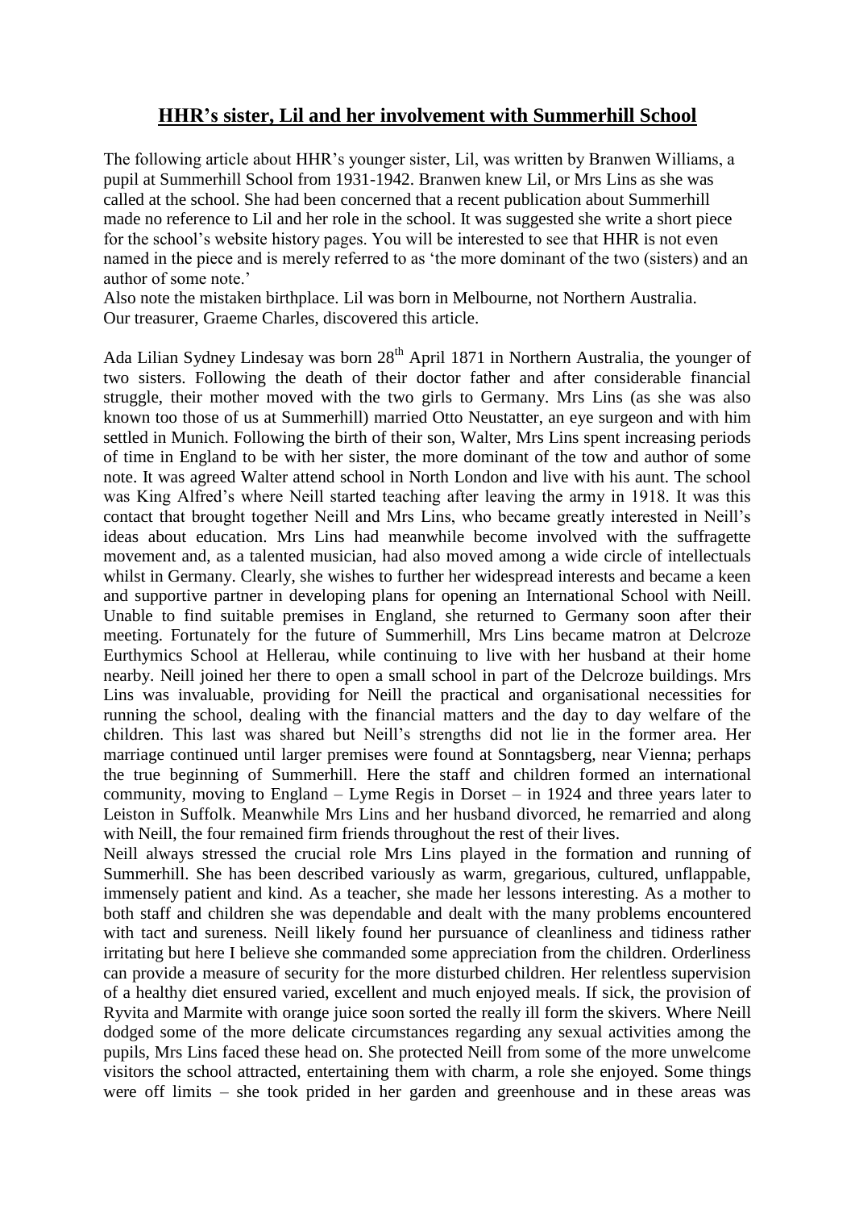# HHR's sister, Lil and her involvement with Summerhill School

The following article about HHR's younger sister, Lil, was written by Branwen Williams, a pupil at Summerhill School from 1931-1942. Branwen knew Lil, or Mrs Lins as she was called at the school. She had been concerned that a recent publication about Summerhill made no reference to Lil and her role in the school. It was suggested she write a short piece for the school's website history pages. You will be interested to see that HHR is not even named in the piece and is merely referred to as 'the more dominant of the two (sisters) and an author of some note.'

Also note the mistaken birthplace. Lil was born in Melbourne, not Northern Australia.
Our treasurer, Graeme Charles, discovered this article.

Ada Lilian Sydney Lindesay was born 28th April 1871 in Northern Australia, the younger of two sisters. Following the death of their doctor father and after considerable financial struggle, their mother moved with the two girls to Germany. Mrs Lins (as she was also known too those of us at Summerhill) married Otto Neustatter, an eye surgeon and with him settled in Munich. Following the birth of their son, Walter, Mrs Lins spent increasing periods of time in England to be with her sister, the more dominant of the tow and author of some note. It was agreed Walter attend school in North London and live with his aunt. The school was King Alfred's where Neill started teaching after leaving the army in 1918. It was this contact that brought together Neill and Mrs Lins, who became greatly interested in Neill's ideas about education. Mrs Lins had meanwhile become involved with the suffragette movement and, as a talented musician, had also moved among a wide circle of intellectuals whilst in Germany. Clearly, she wishes to further her widespread interests and became a keen and supportive partner in developing plans for opening an International School with Neill. Unable to find suitable premises in England, she returned to Germany soon after their meeting. Fortunately for the future of Summerhill, Mrs Lins became matron at Delcroze Eurthymics School at Hellerau, while continuing to live with her husband at their home nearby. Neill joined her there to open a small school in part of the Delcroze buildings. Mrs Lins was invaluable, providing for Neill the practical and organisational necessities for running the school, dealing with the financial matters and the day to day welfare of the children. This last was shared but Neill's strengths did not lie in the former area. Her marriage continued until larger premises were found at Sonntagsberg, near Vienna; perhaps the true beginning of Summerhill. Here the staff and children formed an international community, moving to England – Lyme Regis in Dorset – in 1924 and three years later to Leiston in Suffolk. Meanwhile Mrs Lins and her husband divorced, he remarried and along with Neill, the four remained firm friends throughout the rest of their lives.

Neill always stressed the crucial role Mrs Lins played in the formation and running of Summerhill. She has been described variously as warm, gregarious, cultured, unflappable, immensely patient and kind. As a teacher, she made her lessons interesting. As a mother to both staff and children she was dependable and dealt with the many problems encountered with tact and sureness. Neill likely found her pursuance of cleanliness and tidiness rather irritating but here I believe she commanded some appreciation from the children. Orderliness can provide a measure of security for the more disturbed children. Her relentless supervision of a healthy diet ensured varied, excellent and much enjoyed meals. If sick, the provision of Ryvita and Marmite with orange juice soon sorted the really ill form the skivers. Where Neill dodged some of the more delicate circumstances regarding any sexual activities among the pupils, Mrs Lins faced these head on. She protected Neill from some of the more unwelcome visitors the school attracted, entertaining them with charm, a role she enjoyed. Some things were off limits – she took prided in her garden and greenhouse and in these areas was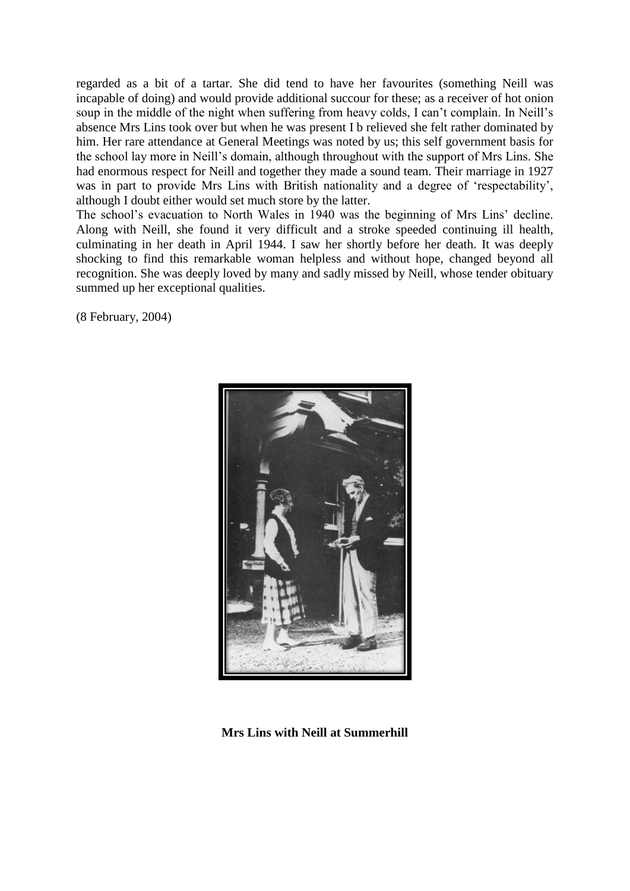regarded as a bit of a tartar. She did tend to have her favourites (something Neill was incapable of doing) and would provide additional succour for these; as a receiver of hot onion soup in the middle of the night when suffering from heavy colds, I can't complain. In Neill's absence Mrs Lins took over but when he was present I b relieved she felt rather dominated by him. Her rare attendance at General Meetings was noted by us; this self government basis for the school lay more in Neill's domain, although throughout with the support of Mrs Lins. She had enormous respect for Neill and together they made a sound team. Their marriage in 1927 was in part to provide Mrs Lins with British nationality and a degree of 'respectability', although I doubt either would set much store by the latter.

The school's evacuation to North Wales in 1940 was the beginning of Mrs Lins' decline. Along with Neill, she found it very difficult and a stroke speeded continuing ill health, culminating in her death in April 1944. I saw her shortly before her death. It was deeply shocking to find this remarkable woman helpless and without hope, changed beyond all recognition. She was deeply loved by many and sadly missed by Neill, whose tender obituary summed up her exceptional qualities.

(8 February, 2004)

**Mrs Lins with Neill at Summerhill**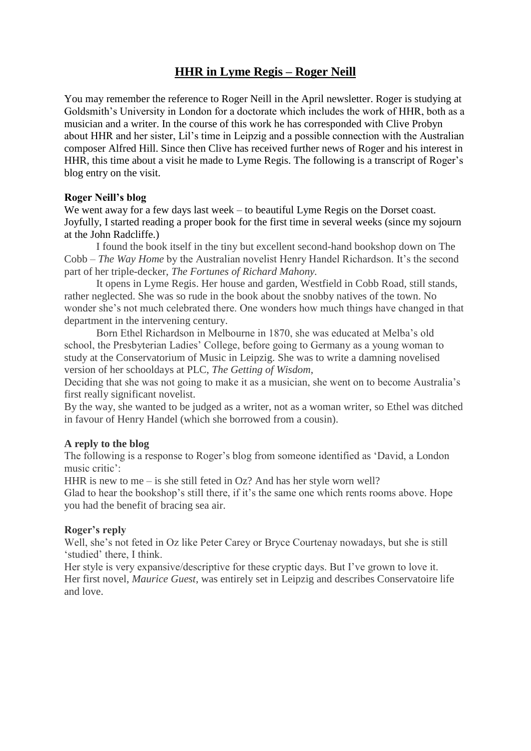# HHR in Lyme Regis – Roger Neill

You may remember the reference to Roger Neill in the April newsletter. Roger is studying at Goldsmith's University in London for a doctorate which includes the work of HHR, both as a musician and a writer. In the course of this work he has corresponded with Clive Probyn about HHR and her sister, Lil's time in Leipzig and a possible connection with the Australian composer Alfred Hill. Since then Clive has received further news of Roger and his interest in HHR, this time about a visit he made to Lyme Regis. The following is a transcript of Roger's blog entry on the visit.

**Roger Neill's blog**

We went away for a few days last week – to beautiful Lyme Regis on the Dorset coast. Joyfully, I started reading a proper book for the first time in several weeks (since my sojourn at the John Radcliffe.)

I found the book itself in the tiny but excellent second-hand bookshop down on The Cobb – *The Way Home* by the Australian novelist Henry Handel Richardson. It's the second part of her triple-decker, *The Fortunes of Richard Mahony*.

It opens in Lyme Regis. Her house and garden, Westfield in Cobb Road, still stands, rather neglected. She was so rude in the book about the snobby natives of the town. No wonder she's not much celebrated there. One wonders how much things have changed in that department in the intervening century.

Born Ethel Richardson in Melbourne in 1870, she was educated at Melba's old school, the Presbyterian Ladies' College, before going to Germany as a young woman to study at the Conservatorium of Music in Leipzig. She was to write a damning novelised version of her schooldays at PLC, *The Getting of Wisdom*,

Deciding that she was not going to make it as a musician, she went on to become Australia's first really significant novelist.

By the way, she wanted to be judged as a writer, not as a woman writer, so Ethel was ditched in favour of Henry Handel (which she borrowed from a cousin).

**A reply to the blog**

The following is a response to Roger's blog from someone identified as 'David, a London music critic':

HHR is new to me – is she still feted in Oz? And has her style worn well?

Glad to hear the bookshop's still there, if it's the same one which rents rooms above. Hope you had the benefit of bracing sea air.

**Roger's reply**

Well, she's not feted in Oz like Peter Carey or Bryce Courtenay nowadays, but she is still 'studied' there, I think.

Her style is very expansive/descriptive for these cryptic days. But I've grown to love it. Her first novel, *Maurice Guest*, was entirely set in Leipzig and describes Conservatoire life and love.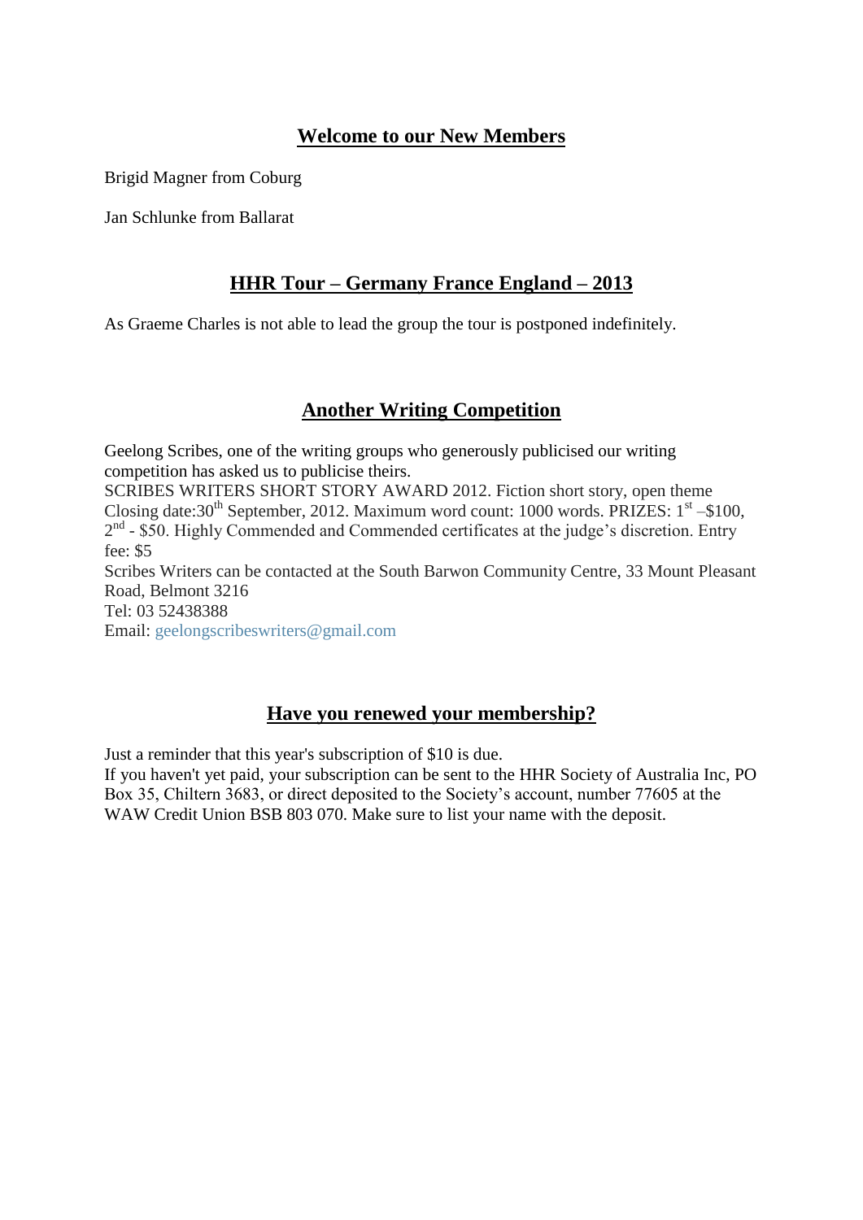## Welcome to our New Members

Brigid Magner from Coburg

Jan Schlunke from Ballarat

## HHR Tour – Germany France England – 2013

As Graeme Charles is not able to lead the group the tour is postponed indefinitely.

## Another Writing Competition

Geelong Scribes, one of the writing groups who generously publicised our writing competition has asked us to publicise theirs.
SCRIBES WRITERS SHORT STORY AWARD 2012. Fiction short story, open theme
Closing date:30th September, 2012. Maximum word count: 1000 words. PRIZES: 1st –$100, 2nd - $50. Highly Commended and Commended certificates at the judge's discretion. Entry fee: $5
Scribes Writers can be contacted at the South Barwon Community Centre, 33 Mount Pleasant Road, Belmont 3216
Tel: 03 52438388
Email: geelongscribeswriters@gmail.com

## Have you renewed your membership?

Just a reminder that this year's subscription of $10 is due.
If you haven't yet paid, your subscription can be sent to the HHR Society of Australia Inc, PO Box 35, Chiltern 3683, or direct deposited to the Society's account, number 77605 at the WAW Credit Union BSB 803 070. Make sure to list your name with the deposit.